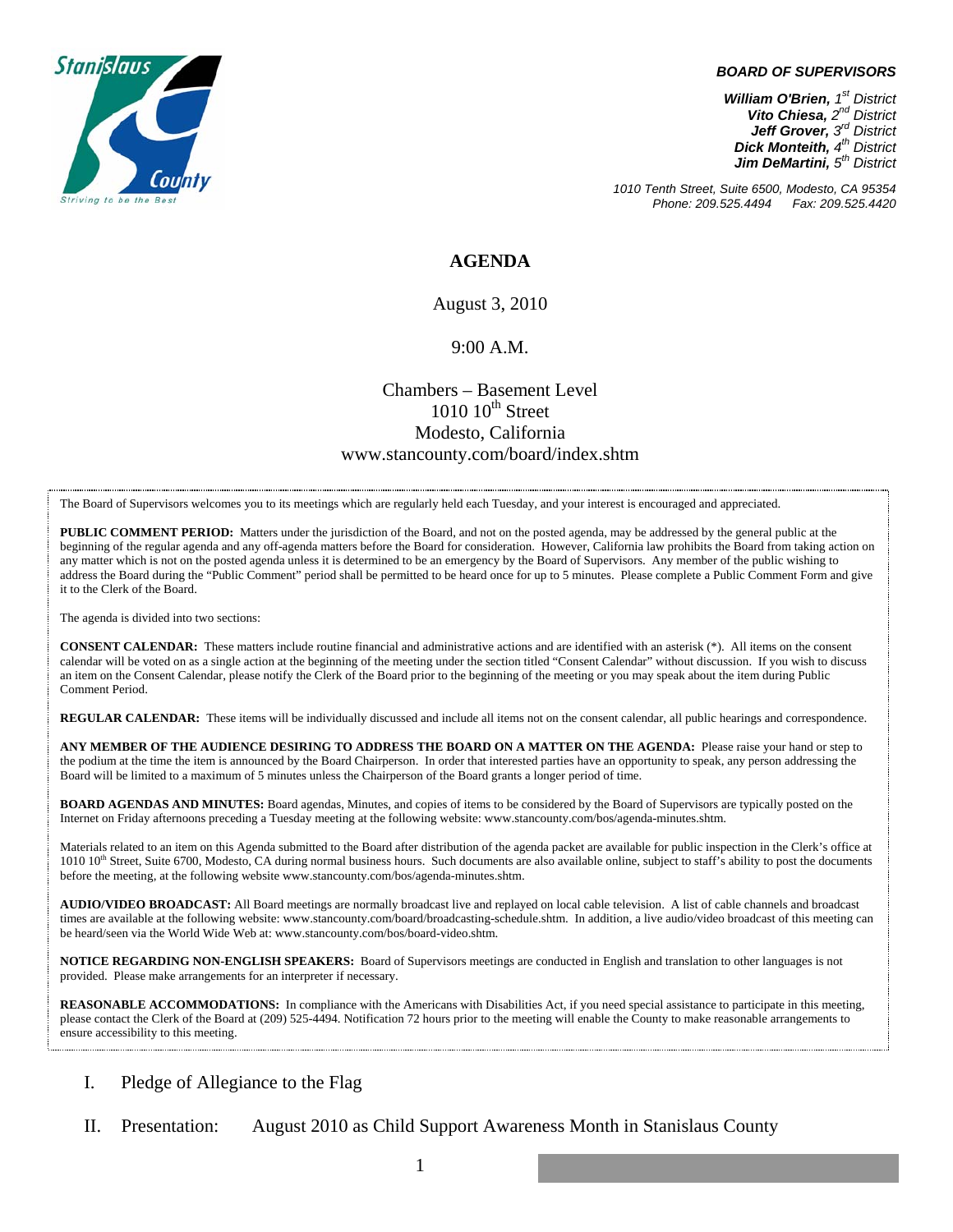Stanislaus County

Striving to be the Best

***BOARD OF SUPERVISORS***

***William O'Brien,** 1st District*
***Vito Chiesa,** 2nd District*
***Jeff Grover,** 3rd District*
***Dick Monteith,** 4th District*
***Jim DeMartini,** 5th District*

*1010 Tenth Street, Suite 6500, Modesto, CA 95354*
*Phone: 209.525.4494 Fax: 209.525.4420*

# AGENDA

August 3, 2010

9:00 A.M.

Chambers – Basement Level
1010 10th Street
Modesto, California
www.stancounty.com/board/index.shtm

The Board of Supervisors welcomes you to its meetings which are regularly held each Tuesday, and your interest is encouraged and appreciated.

**PUBLIC COMMENT PERIOD:** Matters under the jurisdiction of the Board, and not on the posted agenda, may be addressed by the general public at the beginning of the regular agenda and any off-agenda matters before the Board for consideration. However, California law prohibits the Board from taking action on any matter which is not on the posted agenda unless it is determined to be an emergency by the Board of Supervisors. Any member of the public wishing to address the Board during the "Public Comment" period shall be permitted to be heard once for up to 5 minutes. Please complete a Public Comment Form and give it to the Clerk of the Board.

The agenda is divided into two sections:

**CONSENT CALENDAR:** These matters include routine financial and administrative actions and are identified with an asterisk (*). All items on the consent calendar will be voted on as a single action at the beginning of the meeting under the section titled "Consent Calendar" without discussion. If you wish to discuss an item on the Consent Calendar, please notify the Clerk of the Board prior to the beginning of the meeting or you may speak about the item during Public Comment Period.

**REGULAR CALENDAR:** These items will be individually discussed and include all items not on the consent calendar, all public hearings and correspondence.

**ANY MEMBER OF THE AUDIENCE DESIRING TO ADDRESS THE BOARD ON A MATTER ON THE AGENDA:** Please raise your hand or step to the podium at the time the item is announced by the Board Chairperson. In order that interested parties have an opportunity to speak, any person addressing the Board will be limited to a maximum of 5 minutes unless the Chairperson of the Board grants a longer period of time.

**BOARD AGENDAS AND MINUTES:** Board agendas, Minutes, and copies of items to be considered by the Board of Supervisors are typically posted on the Internet on Friday afternoons preceding a Tuesday meeting at the following website: www.stancounty.com/bos/agenda-minutes.shtm.

Materials related to an item on this Agenda submitted to the Board after distribution of the agenda packet are available for public inspection in the Clerk's office at 1010 10th Street, Suite 6700, Modesto, CA during normal business hours. Such documents are also available online, subject to staff's ability to post the documents before the meeting, at the following website www.stancounty.com/bos/agenda-minutes.shtm.

**AUDIO/VIDEO BROADCAST:** All Board meetings are normally broadcast live and replayed on local cable television. A list of cable channels and broadcast times are available at the following website: www.stancounty.com/board/broadcasting-schedule.shtm. In addition, a live audio/video broadcast of this meeting can be heard/seen via the World Wide Web at: www.stancounty.com/bos/board-video.shtm.

**NOTICE REGARDING NON-ENGLISH SPEAKERS:** Board of Supervisors meetings are conducted in English and translation to other languages is not provided. Please make arrangements for an interpreter if necessary.

**REASONABLE ACCOMMODATIONS:** In compliance with the Americans with Disabilities Act, if you need special assistance to participate in this meeting, please contact the Clerk of the Board at (209) 525-4494. Notification 72 hours prior to the meeting will enable the County to make reasonable arrangements to ensure accessibility to this meeting.

I. Pledge of Allegiance to the Flag

II. Presentation: August 2010 as Child Support Awareness Month in Stanislaus County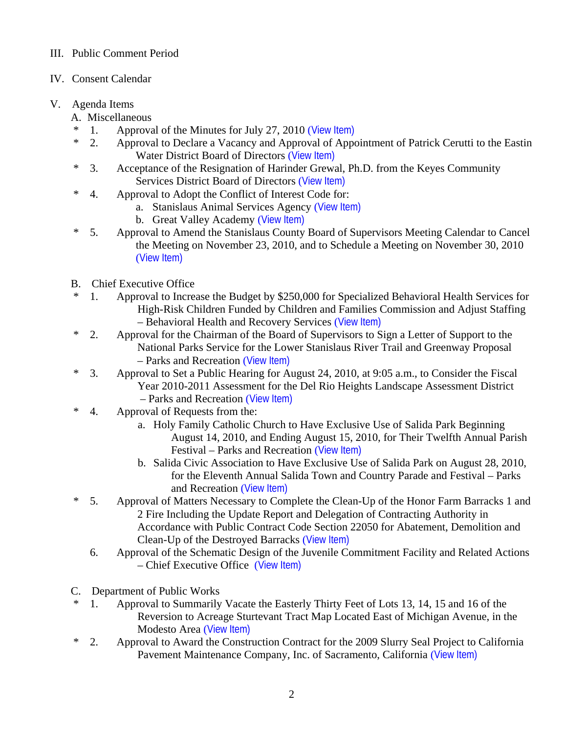III. Public Comment Period

IV. Consent Calendar

V. Agenda Items

A. Miscellaneous

* 1. Approval of the Minutes for July 27, 2010 (View Item)
* 2. Approval to Declare a Vacancy and Approval of Appointment of Patrick Cerutti to the Eastin Water District Board of Directors (View Item)
* 3. Acceptance of the Resignation of Harinder Grewal, Ph.D. from the Keyes Community Services District Board of Directors (View Item)
* 4. Approval to Adopt the Conflict of Interest Code for:
  - a. Stanislaus Animal Services Agency (View Item)
  - b. Great Valley Academy (View Item)
* 5. Approval to Amend the Stanislaus County Board of Supervisors Meeting Calendar to Cancel the Meeting on November 23, 2010, and to Schedule a Meeting on November 30, 2010 (View Item)

B. Chief Executive Office

* 1. Approval to Increase the Budget by $250,000 for Specialized Behavioral Health Services for High-Risk Children Funded by Children and Families Commission and Adjust Staffing – Behavioral Health and Recovery Services (View Item)
* 2. Approval for the Chairman of the Board of Supervisors to Sign a Letter of Support to the National Parks Service for the Lower Stanislaus River Trail and Greenway Proposal – Parks and Recreation (View Item)
* 3. Approval to Set a Public Hearing for August 24, 2010, at 9:05 a.m., to Consider the Fiscal Year 2010-2011 Assessment for the Del Rio Heights Landscape Assessment District – Parks and Recreation (View Item)
* 4. Approval of Requests from the:
  - a. Holy Family Catholic Church to Have Exclusive Use of Salida Park Beginning August 14, 2010, and Ending August 15, 2010, for Their Twelfth Annual Parish Festival – Parks and Recreation (View Item)
  - b. Salida Civic Association to Have Exclusive Use of Salida Park on August 28, 2010, for the Eleventh Annual Salida Town and Country Parade and Festival – Parks and Recreation (View Item)
* 5. Approval of Matters Necessary to Complete the Clean-Up of the Honor Farm Barracks 1 and 2 Fire Including the Update Report and Delegation of Contracting Authority in Accordance with Public Contract Code Section 22050 for Abatement, Demolition and Clean-Up of the Destroyed Barracks (View Item)

6. Approval of the Schematic Design of the Juvenile Commitment Facility and Related Actions – Chief Executive Office (View Item)

C. Department of Public Works

* 1. Approval to Summarily Vacate the Easterly Thirty Feet of Lots 13, 14, 15 and 16 of the Reversion to Acreage Sturtevant Tract Map Located East of Michigan Avenue, in the Modesto Area (View Item)
* 2. Approval to Award the Construction Contract for the 2009 Slurry Seal Project to California Pavement Maintenance Company, Inc. of Sacramento, California (View Item)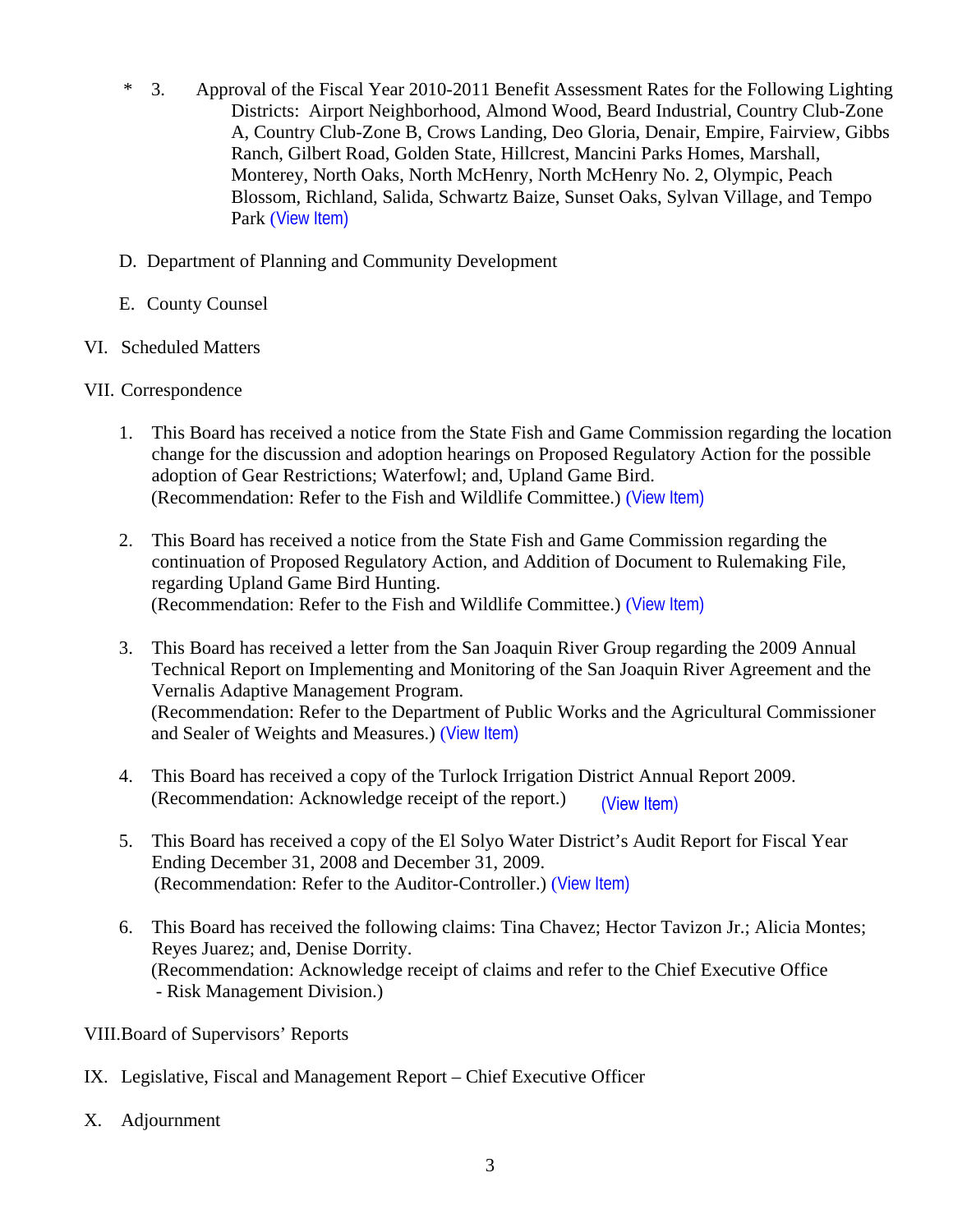\* 3. Approval of the Fiscal Year 2010-2011 Benefit Assessment Rates for the Following Lighting Districts: Airport Neighborhood, Almond Wood, Beard Industrial, Country Club-Zone A, Country Club-Zone B, Crows Landing, Deo Gloria, Denair, Empire, Fairview, Gibbs Ranch, Gilbert Road, Golden State, Hillcrest, Mancini Parks Homes, Marshall, Monterey, North Oaks, North McHenry, North McHenry No. 2, Olympic, Peach Blossom, Richland, Salida, Schwartz Baize, Sunset Oaks, Sylvan Village, and Tempo Park (View Item)

D. Department of Planning and Community Development

E. County Counsel

VI. Scheduled Matters

VII. Correspondence

1. This Board has received a notice from the State Fish and Game Commission regarding the location change for the discussion and adoption hearings on Proposed Regulatory Action for the possible adoption of Gear Restrictions; Waterfowl; and, Upland Game Bird. (Recommendation: Refer to the Fish and Wildlife Committee.) (View Item)

2. This Board has received a notice from the State Fish and Game Commission regarding the continuation of Proposed Regulatory Action, and Addition of Document to Rulemaking File, regarding Upland Game Bird Hunting. (Recommendation: Refer to the Fish and Wildlife Committee.) (View Item)

3. This Board has received a letter from the San Joaquin River Group regarding the 2009 Annual Technical Report on Implementing and Monitoring of the San Joaquin River Agreement and the Vernalis Adaptive Management Program. (Recommendation: Refer to the Department of Public Works and the Agricultural Commissioner and Sealer of Weights and Measures.) (View Item)

4. This Board has received a copy of the Turlock Irrigation District Annual Report 2009. (Recommendation: Acknowledge receipt of the report.) (View Item)

5. This Board has received a copy of the El Solyo Water District's Audit Report for Fiscal Year Ending December 31, 2008 and December 31, 2009. (Recommendation: Refer to the Auditor-Controller.) (View Item)

6. This Board has received the following claims: Tina Chavez; Hector Tavizon Jr.; Alicia Montes; Reyes Juarez; and, Denise Dorrity. (Recommendation: Acknowledge receipt of claims and refer to the Chief Executive Office - Risk Management Division.)

VIII. Board of Supervisors' Reports

IX. Legislative, Fiscal and Management Report – Chief Executive Officer

X. Adjournment